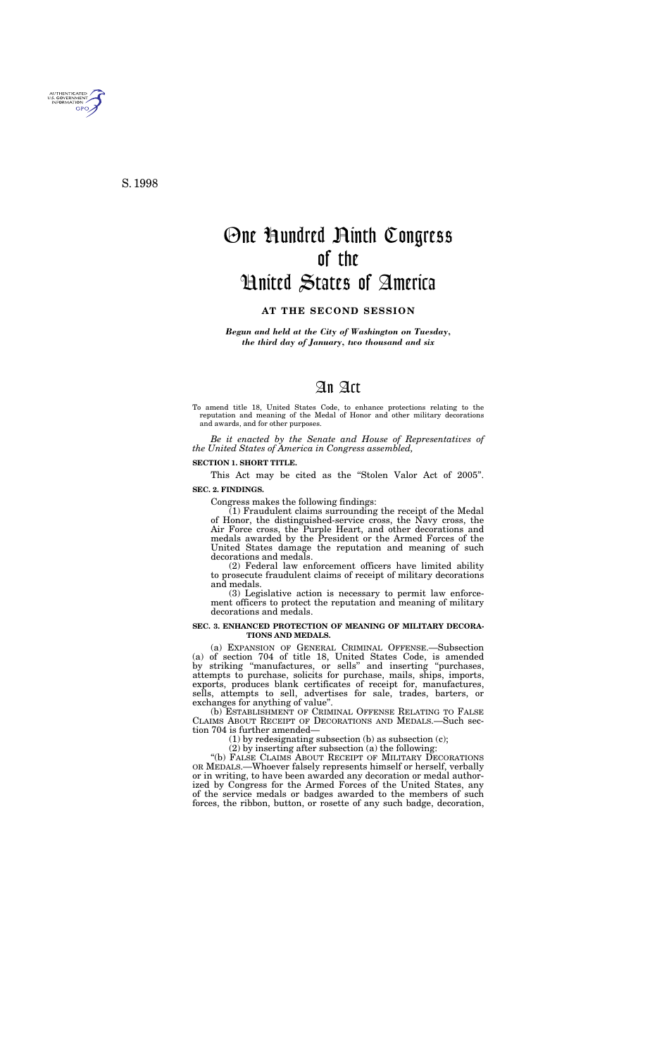S. 1998

# One Hundred Ninth Congress of the United States of America

**AT THE SECOND SESSION**

***Begun and held at the City of Washington on Tuesday, the third day of January, two thousand and six***

# An Act

To amend title 18, United States Code, to enhance protections relating to the reputation and meaning of the Medal of Honor and other military decorations and awards, and for other purposes.

*Be it enacted by the Senate and House of Representatives of the United States of America in Congress assembled,*

**SECTION 1. SHORT TITLE.**

This Act may be cited as the "Stolen Valor Act of 2005".

**SEC. 2. FINDINGS.**

Congress makes the following findings:

(1) Fraudulent claims surrounding the receipt of the Medal of Honor, the distinguished-service cross, the Navy cross, the Air Force cross, the Purple Heart, and other decorations and medals awarded by the President or the Armed Forces of the United States damage the reputation and meaning of such decorations and medals.

(2) Federal law enforcement officers have limited ability to prosecute fraudulent claims of receipt of military decorations and medals.

(3) Legislative action is necessary to permit law enforcement officers to protect the reputation and meaning of military decorations and medals.

**SEC. 3. ENHANCED PROTECTION OF MEANING OF MILITARY DECORATIONS AND MEDALS.**

(a) EXPANSION OF GENERAL CRIMINAL OFFENSE.—Subsection (a) of section 704 of title 18, United States Code, is amended by striking "manufactures, or sells" and inserting "purchases, attempts to purchase, solicits for purchase, mails, ships, imports, exports, produces blank certificates of receipt for, manufactures, sells, attempts to sell, advertises for sale, trades, barters, or exchanges for anything of value".

(b) ESTABLISHMENT OF CRIMINAL OFFENSE RELATING TO FALSE CLAIMS ABOUT RECEIPT OF DECORATIONS AND MEDALS.—Such section 704 is further amended—

(1) by redesignating subsection (b) as subsection (c);

(2) by inserting after subsection (a) the following:

"(b) FALSE CLAIMS ABOUT RECEIPT OF MILITARY DECORATIONS OR MEDALS.—Whoever falsely represents himself or herself, verbally or in writing, to have been awarded any decoration or medal authorized by Congress for the Armed Forces of the United States, any of the service medals or badges awarded to the members of such forces, the ribbon, button, or rosette of any such badge, decoration,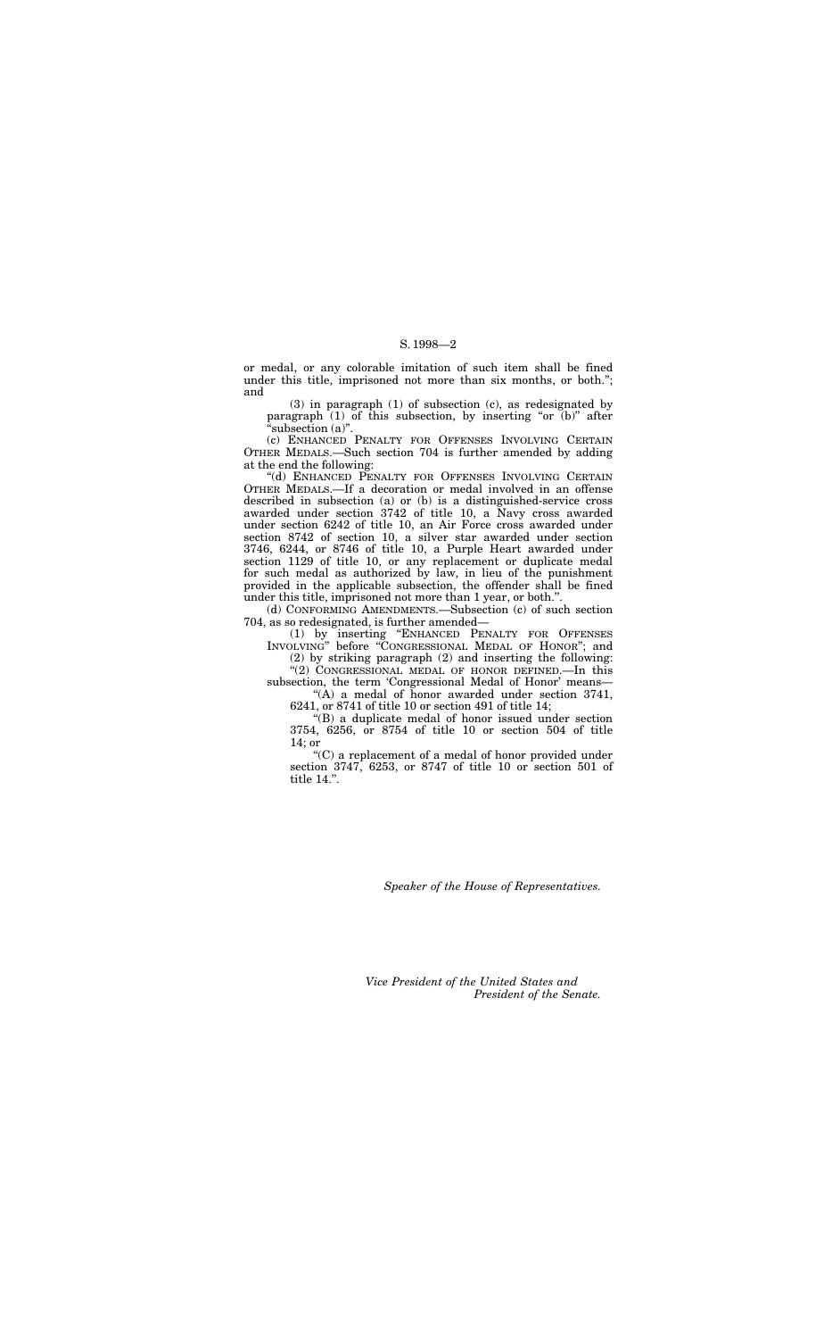or medal, or any colorable imitation of such item shall be fined under this title, imprisoned not more than six months, or both."; and

(3) in paragraph (1) of subsection (c), as redesignated by paragraph (1) of this subsection, by inserting "or (b)" after "subsection (a)".

(c) ENHANCED PENALTY FOR OFFENSES INVOLVING CERTAIN OTHER MEDALS.—Such section 704 is further amended by adding at the end the following:

"(d) ENHANCED PENALTY FOR OFFENSES INVOLVING CERTAIN OTHER MEDALS.—If a decoration or medal involved in an offense described in subsection (a) or (b) is a distinguished-service cross awarded under section 3742 of title 10, a Navy cross awarded under section 6242 of title 10, an Air Force cross awarded under section 8742 of section 10, a silver star awarded under section 3746, 6244, or 8746 of title 10, a Purple Heart awarded under section 1129 of title 10, or any replacement or duplicate medal for such medal as authorized by law, in lieu of the punishment provided in the applicable subsection, the offender shall be fined under this title, imprisoned not more than 1 year, or both.".

(d) CONFORMING AMENDMENTS.—Subsection (c) of such section 704, as so redesignated, is further amended—

(1) by inserting "ENHANCED PENALTY FOR OFFENSES INVOLVING" before "CONGRESSIONAL MEDAL OF HONOR"; and

(2) by striking paragraph (2) and inserting the following:

"(2) CONGRESSIONAL MEDAL OF HONOR DEFINED.—In this subsection, the term 'Congressional Medal of Honor' means—

"(A) a medal of honor awarded under section 3741, 6241, or 8741 of title 10 or section 491 of title 14;

"(B) a duplicate medal of honor issued under section 3754, 6256, or 8754 of title 10 or section 504 of title 14; or

"(C) a replacement of a medal of honor provided under section 3747, 6253, or 8747 of title 10 or section 501 of title 14.".

*Speaker of the House of Representatives.*

*Vice President of the United States and President of the Senate.*